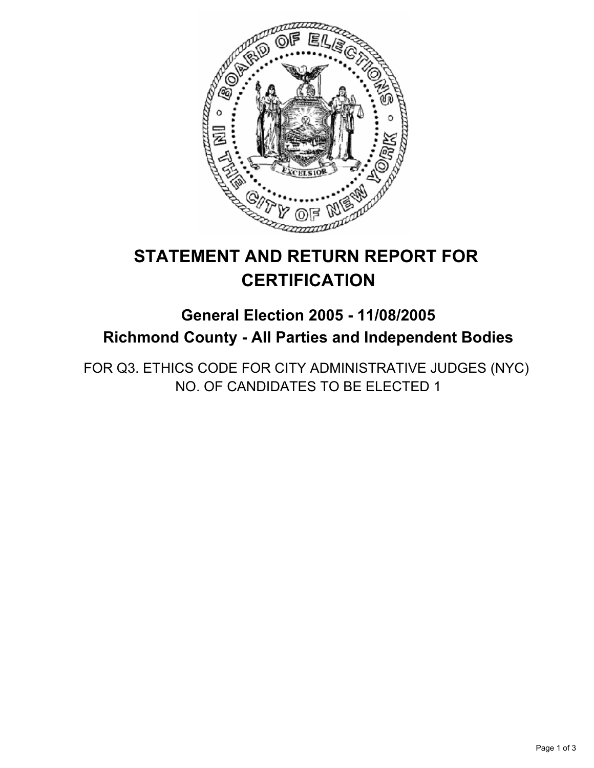# STATEMENT AND RETURN REPORT FOR CERTIFICATION

## General Election 2005 - 11/08/2005

## Richmond County - All Parties and Independent Bodies

FOR Q3. ETHICS CODE FOR CITY ADMINISTRATIVE JUDGES (NYC)
NO. OF CANDIDATES TO BE ELECTED 1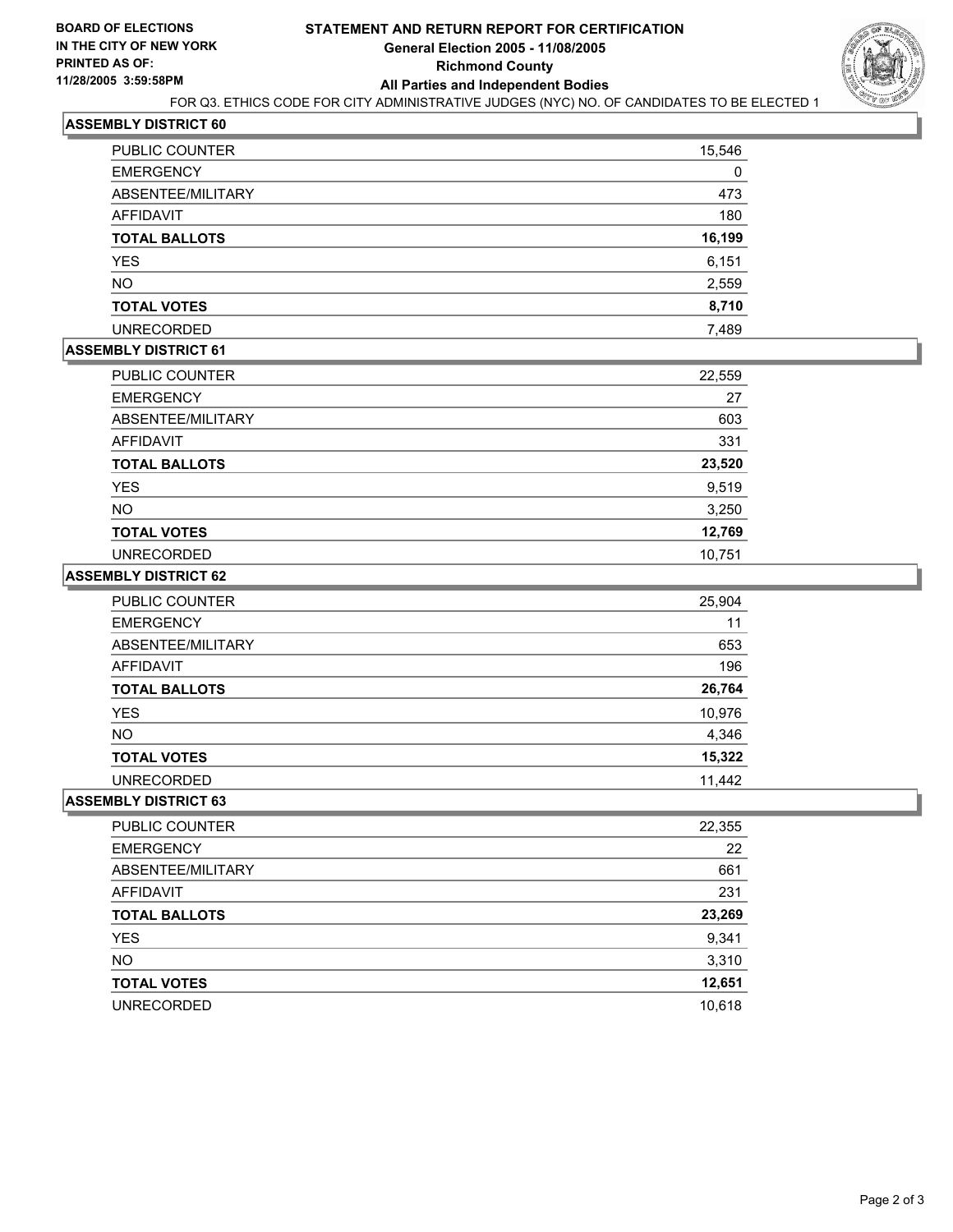**BOARD OF ELECTIONS**
**IN THE CITY OF NEW YORK**
**PRINTED AS OF:**
**11/28/2005 3:59:58PM**

# STATEMENT AND RETURN REPORT FOR CERTIFICATION

## General Election 2005 - 11/08/2005

## Richmond County

## All Parties and Independent Bodies

FOR Q3. ETHICS CODE FOR CITY ADMINISTRATIVE JUDGES (NYC) NO. OF CANDIDATES TO BE ELECTED 1

### ASSEMBLY DISTRICT 60

| | |
|---|---|
| PUBLIC COUNTER | 15,546 |
| EMERGENCY | 0 |
| ABSENTEE/MILITARY | 473 |
| AFFIDAVIT | 180 |
| **TOTAL BALLOTS** | **16,199** |
| YES | 6,151 |
| NO | 2,559 |
| **TOTAL VOTES** | **8,710** |
| UNRECORDED | 7,489 |

### ASSEMBLY DISTRICT 61

| | |
|---|---|
| PUBLIC COUNTER | 22,559 |
| EMERGENCY | 27 |
| ABSENTEE/MILITARY | 603 |
| AFFIDAVIT | 331 |
| **TOTAL BALLOTS** | **23,520** |
| YES | 9,519 |
| NO | 3,250 |
| **TOTAL VOTES** | **12,769** |
| UNRECORDED | 10,751 |

### ASSEMBLY DISTRICT 62

| | |
|---|---|
| PUBLIC COUNTER | 25,904 |
| EMERGENCY | 11 |
| ABSENTEE/MILITARY | 653 |
| AFFIDAVIT | 196 |
| **TOTAL BALLOTS** | **26,764** |
| YES | 10,976 |
| NO | 4,346 |
| **TOTAL VOTES** | **15,322** |
| UNRECORDED | 11,442 |

### ASSEMBLY DISTRICT 63

| | |
|---|---|
| PUBLIC COUNTER | 22,355 |
| EMERGENCY | 22 |
| ABSENTEE/MILITARY | 661 |
| AFFIDAVIT | 231 |
| **TOTAL BALLOTS** | **23,269** |
| YES | 9,341 |
| NO | 3,310 |
| **TOTAL VOTES** | **12,651** |
| UNRECORDED | 10,618 |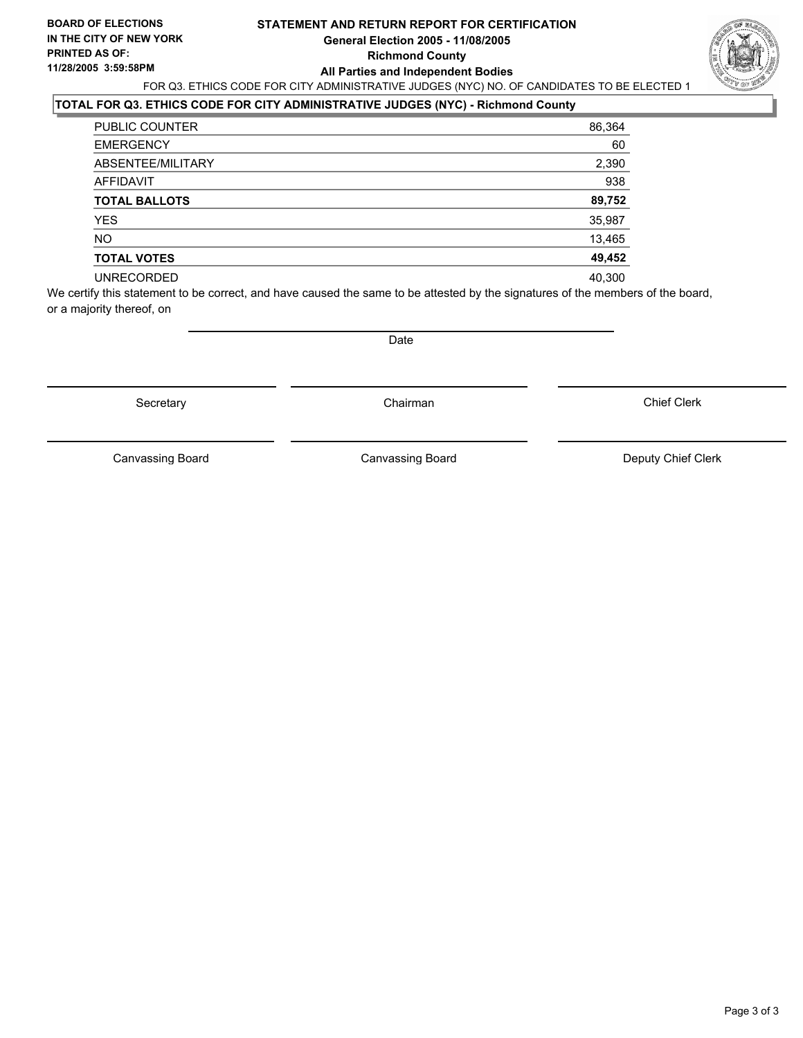**BOARD OF ELECTIONS IN THE CITY OF NEW YORK PRINTED AS OF: 11/28/2005 3:59:58PM**

**STATEMENT AND RETURN REPORT FOR CERTIFICATION**
**General Election 2005 - 11/08/2005**
**Richmond County**
**All Parties and Independent Bodies**

FOR Q3. ETHICS CODE FOR CITY ADMINISTRATIVE JUDGES (NYC) NO. OF CANDIDATES TO BE ELECTED 1

## TOTAL FOR Q3. ETHICS CODE FOR CITY ADMINISTRATIVE JUDGES (NYC) - Richmond County

| | |
|---|---|
| PUBLIC COUNTER | 86,364 |
| EMERGENCY | 60 |
| ABSENTEE/MILITARY | 2,390 |
| AFFIDAVIT | 938 |
| **TOTAL BALLOTS** | **89,752** |
| YES | 35,987 |
| NO | 13,465 |
| **TOTAL VOTES** | **49,452** |
| UNRECORDED | 40,300 |

We certify this statement to be correct, and have caused the same to be attested by the signatures of the members of the board, or a majority thereof, on

Date

| | | |
|---|---|---|
| Secretary | Chairman | Chief Clerk |
| Canvassing Board | Canvassing Board | Deputy Chief Clerk |